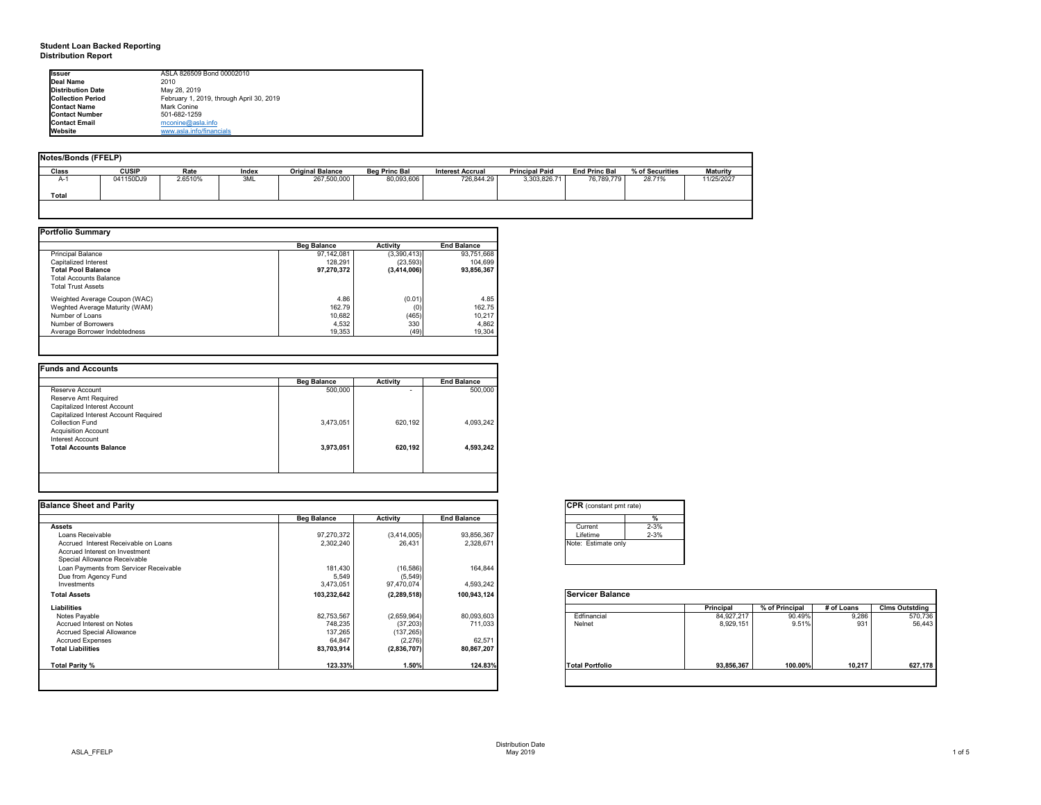# Student Loan Backed Reporting
## Distribution Report

| | |
|---|---|
| **Issuer** | ASLA 826509 Bond 00002010 |
| **Deal Name** | 2010 |
| **Distribution Date** | May 28, 2019 |
| **Collection Period** | February 1, 2019, through April 30, 2019 |
| **Contact Name** | Mark Conine |
| **Contact Number** | 501-682-1259 |
| **Contact Email** | mconine@asla.info |
| **Website** | www.asla.info/financials |

### Notes/Bonds (FFELP)

| Class | CUSIP | Rate | Index | Original Balance | Beg Princ Bal | Interest Accrual | Principal Paid | End Princ Bal | % of Securities | Maturity |
|---|---|---|---|---|---|---|---|---|---|---|
| A-1 | 041150DJ9 | 2.6510% | 3ML | 267,500,000 | 80,093,606 | 726,844.29 | 3,303,826.71 | 76,789,779 | 28.71% | 11/25/2027 |
| **Total** | | | | | | | | | | |

### Portfolio Summary

| | Beg Balance | Activity | End Balance |
|---|---|---|---|
| Principal Balance | 97,142,081 | (3,390,413) | 93,751,668 |
| Capitalized Interest | 128,291 | (23,593) | 104,699 |
| **Total Pool Balance** | **97,270,372** | **(3,414,006)** | **93,856,367** |
| Total Accounts Balance | | | |
| Total Trust Assets | | | |
| Weighted Average Coupon (WAC) | 4.86 | (0.01) | 4.85 |
| Weghted Average Maturity (WAM) | 162.79 | (0) | 162.75 |
| Number of Loans | 10,682 | (465) | 10,217 |
| Number of Borrowers | 4,532 | 330 | 4,862 |
| Average Borrower Indebtedness | 19,353 | (49) | 19,304 |

### Funds and Accounts

| | Beg Balance | Activity | End Balance |
|---|---|---|---|
| Reserve Account | 500,000 | - | 500,000 |
| Reserve Amt Required | | | |
| Capitalized Interest Account | | | |
| Capitalized Interest Account Required | | | |
| Collection Fund | 3,473,051 | 620,192 | 4,093,242 |
| Acquisition Account | | | |
| Interest Account | | | |
| **Total Accounts Balance** | **3,973,051** | **620,192** | **4,593,242** |

### Balance Sheet and Parity

| | Beg Balance | Activity | End Balance |
|---|---|---|---|
| **Assets** | | | |
| Loans Receivable | 97,270,372 | (3,414,005) | 93,856,367 |
| Accrued Interest Receivable on Loans | 2,302,240 | 26,431 | 2,328,671 |
| Accrued Interest on Investment | | | |
| Special Allowance Receivable | | | |
| Loan Payments from Servicer Receivable | 181,430 | (16,586) | 164,844 |
| Due from Agency Fund | 5,549 | (5,549) | |
| Investments | 3,473,051 | 97,470,074 | 4,593,242 |
| **Total Assets** | **103,232,642** | **(2,289,518)** | **100,943,124** |
| **Liabilities** | | | |
| Notes Payable | 82,753,567 | (2,659,964) | 80,093,603 |
| Accrued Interest on Notes | 748,235 | (37,203) | 711,033 |
| Accrued Special Allowance | 137,265 | (137,265) | |
| Accrued Expenses | 64,847 | (2,276) | 62,571 |
| **Total Liabilities** | **83,703,914** | **(2,836,707)** | **80,867,207** |
| **Total Parity %** | **123.33%** | **1.50%** | **124.83%** |

### CPR (constant pmt rate)

| | % |
|---|---|
| Current | 2-3% |
| Lifetime | 2-3% |

Note: Estimate only

### Servicer Balance

| | Principal | % of Principal | # of Loans | Clms Outstding |
|---|---|---|---|---|
| Edfinancial | 84,927,217 | 90.49% | 9,286 | 570,736 |
| Nelnet | 8,929,151 | 9.51% | 931 | 56,443 |
| **Total Portfolio** | **93,856,367** | **100.00%** | **10,217** | **627,178** |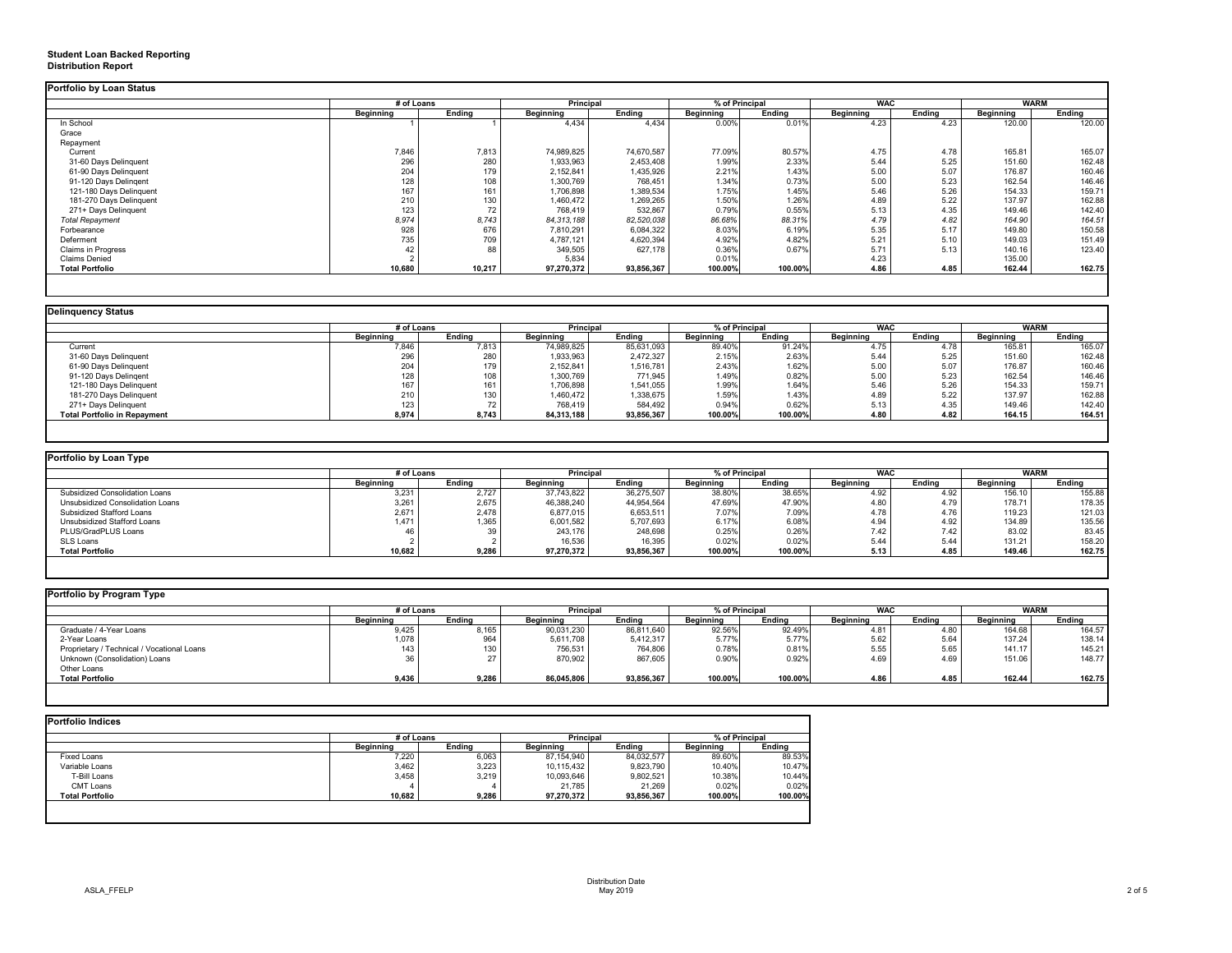**Student Loan Backed Reporting**
**Distribution Report**

### Portfolio by Loan Status

| | # of Loans | | Principal | | % of Principal | | WAC | | WARM | |
|---|---|---|---|---|---|---|---|---|---|---|
| | Beginning | Ending | Beginning | Ending | Beginning | Ending | Beginning | Ending | Beginning | Ending |
| In School | 1 | 1 | 4,434 | 4,434 | 0.00% | 0.01% | 4.23 | 4.23 | 120.00 | 120.00 |
| Grace | | | | | | | | | | |
| Repayment | | | | | | | | | | |
| Current | 7,846 | 7,813 | 74,989,825 | 74,670,587 | 77.09% | 80.57% | 4.75 | 4.78 | 165.81 | 165.07 |
| 31-60 Days Delinquent | 296 | 280 | 1,933,963 | 2,453,408 | 1.99% | 2.33% | 5.44 | 5.25 | 151.60 | 162.48 |
| 61-90 Days Delinquent | 204 | 179 | 2,152,841 | 1,435,926 | 2.21% | 1.43% | 5.00 | 5.07 | 176.87 | 160.46 |
| 91-120 Days Delingent | 128 | 108 | 1,300,769 | 768,451 | 1.34% | 0.73% | 5.00 | 5.23 | 162.54 | 146.46 |
| 121-180 Days Delinquent | 167 | 161 | 1,706,898 | 1,389,534 | 1.75% | 1.45% | 5.46 | 5.26 | 154.33 | 159.71 |
| 181-270 Days Delinquent | 210 | 130 | 1,460,472 | 1,269,265 | 1.50% | 1.26% | 4.89 | 5.22 | 137.97 | 162.88 |
| 271+ Days Delinquent | 123 | 72 | 768,419 | 532,867 | 0.79% | 0.55% | 5.13 | 4.35 | 149.46 | 142.40 |
| *Total Repayment* | *8,974* | *8,743* | *84,313,188* | *82,520,038* | *86.68%* | *88.31%* | *4.79* | *4.82* | *164.90* | *164.51* |
| Forbearance | 928 | 676 | 7,810,291 | 6,084,322 | 8.03% | 6.19% | 5.35 | 5.17 | 149.80 | 150.58 |
| Deferment | 735 | 709 | 4,787,121 | 4,620,394 | 4.92% | 4.82% | 5.21 | 5.10 | 149.03 | 151.49 |
| Claims in Progress | 42 | 88 | 349,505 | 627,178 | 0.36% | 0.67% | 5.71 | 5.13 | 140.16 | 123.40 |
| Claims Denied | 2 | | 5,834 | | 0.01% | | 4.23 | | 135.00 | |
| **Total Portfolio** | **10,680** | **10,217** | **97,270,372** | **93,856,367** | **100.00%** | **100.00%** | **4.86** | **4.85** | **162.44** | **162.75** |

### Delinquency Status

| | # of Loans | | Principal | | % of Principal | | WAC | | WARM | |
|---|---|---|---|---|---|---|---|---|---|---|
| | Beginning | Ending | Beginning | Ending | Beginning | Ending | Beginning | Ending | Beginning | Ending |
| Current | 7,846 | 7,813 | 74,989,825 | 85,631,093 | 89.40% | 91.24% | 4.75 | 4.78 | 165.81 | 165.07 |
| 31-60 Days Delinquent | 296 | 280 | 1,933,963 | 2,472,327 | 2.15% | 2.63% | 5.44 | 5.25 | 151.60 | 162.48 |
| 61-90 Days Delinquent | 204 | 179 | 2,152,841 | 1,516,781 | 2.43% | 1.62% | 5.00 | 5.07 | 176.87 | 160.46 |
| 91-120 Days Delingent | 128 | 108 | 1,300,769 | 771,945 | 1.49% | 0.82% | 5.00 | 5.23 | 162.54 | 146.46 |
| 121-180 Days Delinquent | 167 | 161 | 1,706,898 | 1,541,055 | 1.99% | 1.64% | 5.46 | 5.26 | 154.33 | 159.71 |
| 181-270 Days Delinquent | 210 | 130 | 1,460,472 | 1,338,675 | 1.59% | 1.43% | 4.89 | 5.22 | 137.97 | 162.88 |
| 271+ Days Delinquent | 123 | 72 | 768,419 | 584,492 | 0.94% | 0.62% | 5.13 | 4.35 | 149.46 | 142.40 |
| **Total Portfolio in Repayment** | **8,974** | **8,743** | **84,313,188** | **93,856,367** | **100.00%** | **100.00%** | **4.80** | **4.82** | **164.15** | **164.51** |

### Portfolio by Loan Type

| | # of Loans | | Principal | | % of Principal | | WAC | | WARM | |
|---|---|---|---|---|---|---|---|---|---|---|
| | Beginning | Ending | Beginning | Ending | Beginning | Ending | Beginning | Ending | Beginning | Ending |
| Subsidized Consolidation Loans | 3,231 | 2,727 | 37,743,822 | 36,275,507 | 38.80% | 38.65% | 4.92 | 4.92 | 156.10 | 155.88 |
| Unsubsidized Consolidation Loans | 3,261 | 2,675 | 46,388,240 | 44,954,564 | 47.69% | 47.90% | 4.80 | 4.79 | 178.71 | 178.35 |
| Subsidized Stafford Loans | 2,671 | 2,478 | 6,877,015 | 6,653,511 | 7.07% | 7.09% | 4.78 | 4.76 | 119.23 | 121.03 |
| Unsubsidized Stafford Loans | 1,471 | 1,365 | 6,001,582 | 5,707,693 | 6.17% | 6.08% | 4.94 | 4.92 | 134.89 | 135.56 |
| PLUS/GradPLUS Loans | 46 | 39 | 243,176 | 248,698 | 0.25% | 0.26% | 7.42 | 7.42 | 83.02 | 83.45 |
| SLS Loans | 2 | 2 | 16,536 | 16,395 | 0.02% | 0.02% | 5.44 | 5.44 | 131.21 | 158.20 |
| **Total Portfolio** | **10,682** | **9,286** | **97,270,372** | **93,856,367** | **100.00%** | **100.00%** | **5.13** | **4.85** | **149.46** | **162.75** |

### Portfolio by Program Type

| | # of Loans | | Principal | | % of Principal | | WAC | | WARM | |
|---|---|---|---|---|---|---|---|---|---|---|
| | Beginning | Ending | Beginning | Ending | Beginning | Ending | Beginning | Ending | Beginning | Ending |
| Graduate / 4-Year Loans | 9,425 | 8,165 | 90,031,230 | 86,811,640 | 92.56% | 92.49% | 4.81 | 4.80 | 164.68 | 164.57 |
| 2-Year Loans | 1,078 | 964 | 5,611,708 | 5,412,317 | 5.77% | 5.77% | 5.62 | 5.64 | 137.24 | 138.14 |
| Proprietary / Technical / Vocational Loans | 143 | 130 | 756,531 | 764,806 | 0.78% | 0.81% | 5.55 | 5.65 | 141.17 | 145.21 |
| Unknown (Consolidation) Loans | 36 | 27 | 870,902 | 867,605 | 0.90% | 0.92% | 4.69 | 4.69 | 151.06 | 148.77 |
| Other Loans | | | | | | | | | | |
| **Total Portfolio** | **9,436** | **9,286** | **86,045,806** | **93,856,367** | **100.00%** | **100.00%** | **4.86** | **4.85** | **162.44** | **162.75** |

### Portfolio Indices

| | # of Loans | | Principal | | % of Principal | |
|---|---|---|---|---|---|---|
| | Beginning | Ending | Beginning | Ending | Beginning | Ending |
| Fixed Loans | 7,220 | 6,063 | 87,154,940 | 84,032,577 | 89.60% | 89.53% |
| Variable Loans | 3,462 | 3,223 | 10,115,432 | 9,823,790 | 10.40% | 10.47% |
| T-Bill Loans | 3,458 | 3,219 | 10,093,646 | 9,802,521 | 10.38% | 10.44% |
| CMT Loans | 4 | 4 | 21,785 | 21,269 | 0.02% | 0.02% |
| **Total Portfolio** | **10,682** | **9,286** | **97,270,372** | **93,856,367** | **100.00%** | **100.00%** |

ASLA_FFELP

Distribution Date
May 2019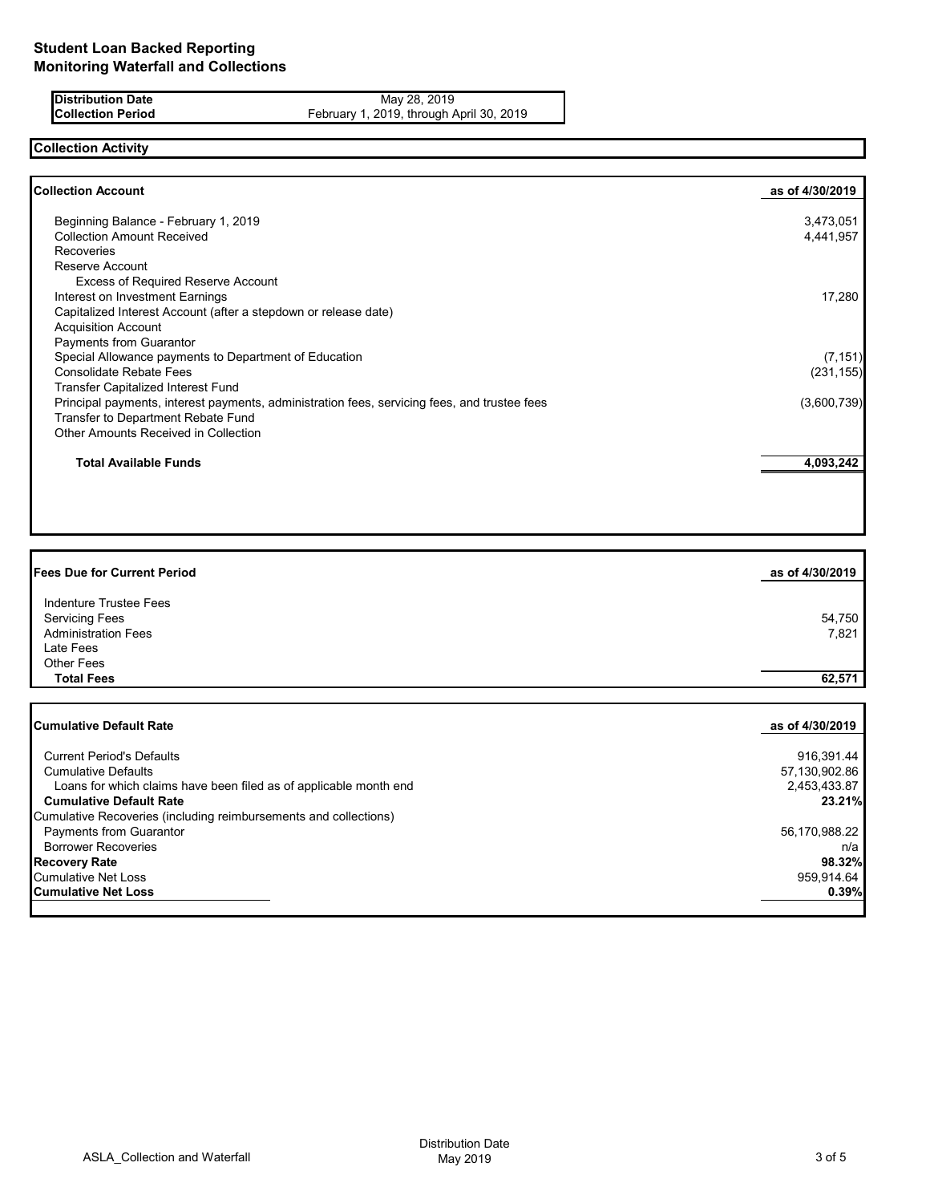# Student Loan Backed Reporting
## Monitoring Waterfall and Collections

| | |
|---|---|
| **Distribution Date** | May 28, 2019 |
| **Collection Period** | February 1, 2019, through April 30, 2019 |

## Collection Activity

| **Collection Account** | **as of 4/30/2019** |
|---|---|
| Beginning Balance - February 1, 2019 | 3,473,051 |
| Collection Amount Received | 4,441,957 |
| Recoveries | |
| Reserve Account | |
| Excess of Required Reserve Account | |
| Interest on Investment Earnings | 17,280 |
| Capitalized Interest Account (after a stepdown or release date) | |
| Acquisition Account | |
| Payments from Guarantor | |
| Special Allowance payments to Department of Education | (7,151) |
| Consolidate Rebate Fees | (231,155) |
| Transfer Capitalized Interest Fund | |
| Principal payments, interest payments, administration fees, servicing fees, and trustee fees | (3,600,739) |
| Transfer to Department Rebate Fund | |
| Other Amounts Received in Collection | |
| **Total Available Funds** | **4,093,242** |

| **Fees Due for Current Period** | **as of 4/30/2019** |
|---|---|
| Indenture Trustee Fees | |
| Servicing Fees | 54,750 |
| Administration Fees | 7,821 |
| Late Fees | |
| Other Fees | |
| **Total Fees** | **62,571** |

| **Cumulative Default Rate** | **as of 4/30/2019** |
|---|---|
| Current Period's Defaults | 916,391.44 |
| Cumulative Defaults | 57,130,902.86 |
| Loans for which claims have been filed as of applicable month end | 2,453,433.87 |
| **Cumulative Default Rate** | **23.21%** |
| Cumulative Recoveries (including reimbursements and collections) | |
| Payments from Guarantor | 56,170,988.22 |
| Borrower Recoveries | n/a |
| **Recovery Rate** | **98.32%** |
| Cumulative Net Loss | 959,914.64 |
| **Cumulative Net Loss** | **0.39%** |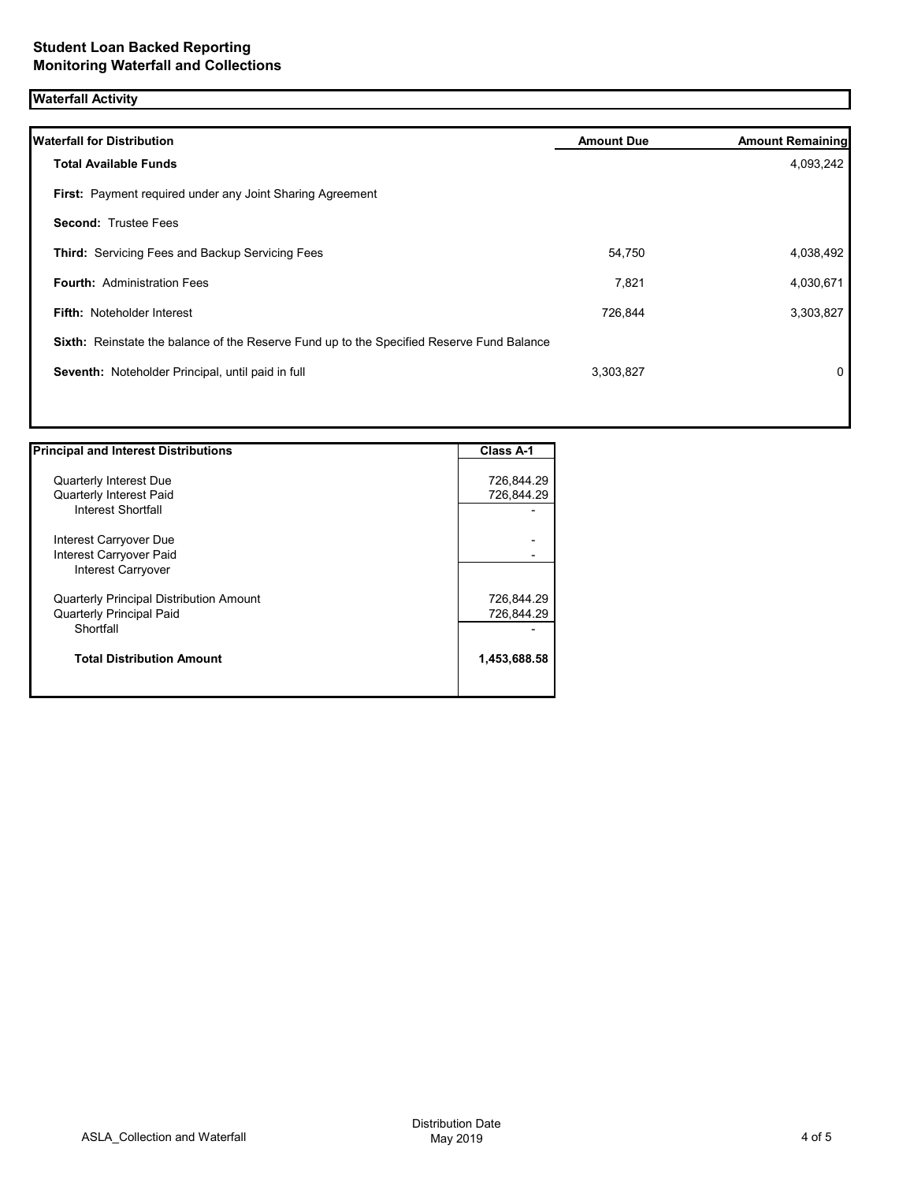## Student Loan Backed Reporting
## Monitoring Waterfall and Collections

### Waterfall Activity

| Waterfall for Distribution | Amount Due | Amount Remaining |
|---|---|---|
| **Total Available Funds** | | 4,093,242 |
| **First:** Payment required under any Joint Sharing Agreement | | |
| **Second:** Trustee Fees | | |
| **Third:** Servicing Fees and Backup Servicing Fees | 54,750 | 4,038,492 |
| **Fourth:** Administration Fees | 7,821 | 4,030,671 |
| **Fifth:** Noteholder Interest | 726,844 | 3,303,827 |
| **Sixth:** Reinstate the balance of the Reserve Fund up to the Specified Reserve Fund Balance | | |
| **Seventh:** Noteholder Principal, until paid in full | 3,303,827 | 0 |

| Principal and Interest Distributions | Class A-1 |
|---|---|
| Quarterly Interest Due | 726,844.29 |
| Quarterly Interest Paid | 726,844.29 |
| Interest Shortfall | - |
| Interest Carryover Due | - |
| Interest Carryover Paid | - |
| Interest Carryover | |
| Quarterly Principal Distribution Amount | 726,844.29 |
| Quarterly Principal Paid | 726,844.29 |
| Shortfall | - |
| **Total Distribution Amount** | **1,453,688.58** |

ASLA_Collection and Waterfall

Distribution Date May 2019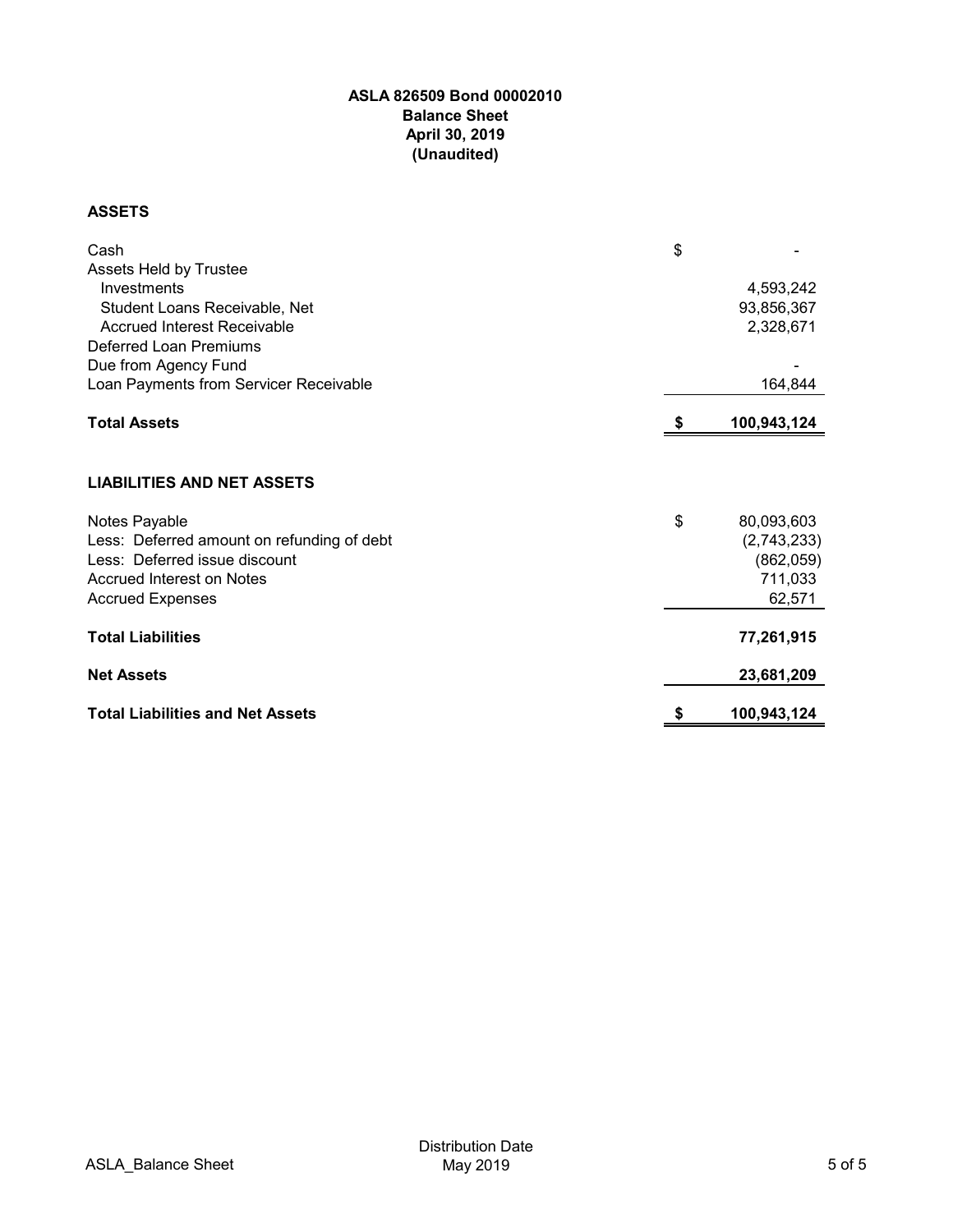**ASLA 826509 Bond 00002010**
**Balance Sheet**
**April 30, 2019**
**(Unaudited)**

**ASSETS**

| | |
|---|---|
| Cash | $ - |
| Assets Held by Trustee | |
| Investments | 4,593,242 |
| Student Loans Receivable, Net | 93,856,367 |
| Accrued Interest Receivable | 2,328,671 |
| Deferred Loan Premiums | |
| Due from Agency Fund | - |
| Loan Payments from Servicer Receivable | 164,844 |
| **Total Assets** | **$ 100,943,124** |

**LIABILITIES AND NET ASSETS**

| | |
|---|---|
| Notes Payable | $ 80,093,603 |
| Less: Deferred amount on refunding of debt | (2,743,233) |
| Less: Deferred issue discount | (862,059) |
| Accrued Interest on Notes | 711,033 |
| Accrued Expenses | 62,571 |
| **Total Liabilities** | **77,261,915** |
| **Net Assets** | **23,681,209** |
| **Total Liabilities and Net Assets** | **$ 100,943,124** |

ASLA_Balance Sheet

Distribution Date
May 2019